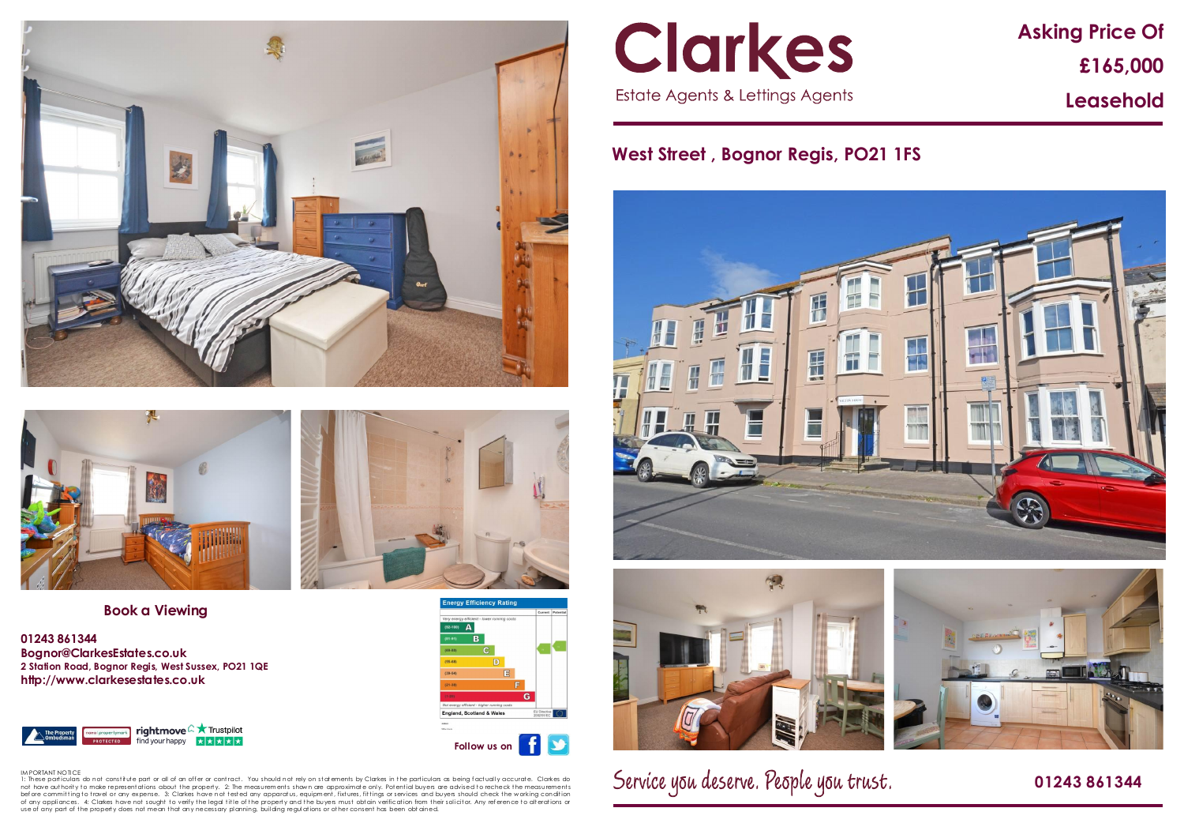# Clarkes

Estate Agents & Lettings Agents

**Asking Price Of**

**£165,000**

**Leasehold**

## West Street , Bognor Regis, PO21 1FS

**Book a Viewing**

**01243 861344**
**Bognor@ClarkesEstates.co.uk**
**2 Station Road, Bognor Regis, West Sussex, PO21 1QE**
**http://www.clarkesestates.co.uk**

Energy Efficiency Rating

| | Current | Potential |
|---|---|---|
| Very energy efficient - lower running costs | | |
| (92-100) A | | |
| (81-91) B | | |
| (69-80) C | | |
| (55-68) D | | |
| (39-54) E | | |
| (21-38) F | | |
| (1-20) G | | |
| Not energy efficient - higher running costs | | |
| England, Scotland & Wales | EU Directive 2002/91/EC | |

Follow us on

Service you deserve. People you trust.

**01243 861344**

IMPORTANT NOTICE
1: These particulars do not constitute part or all of an offer or contract. You should not rely on statements by Clarkes in the particulars as being factually accurate. Clarkes do not have authority to make representations about the property. 2: The measurements shown are approximate only. Potential buyers are advised to recheck the measurements before committing to travel or any expense. 3: Clarkes have not tested any apparatus, equipment, fixtures, fittings or services and buyers should check the working condition of any appliances. 4: Clarkes have not sought to verify the legal title of the property and the buyers must obtain verification from their solicitor. Any reference to alterations or use of any part of the property does not mean that any necessary planning, building regulations or other consent has been obtained.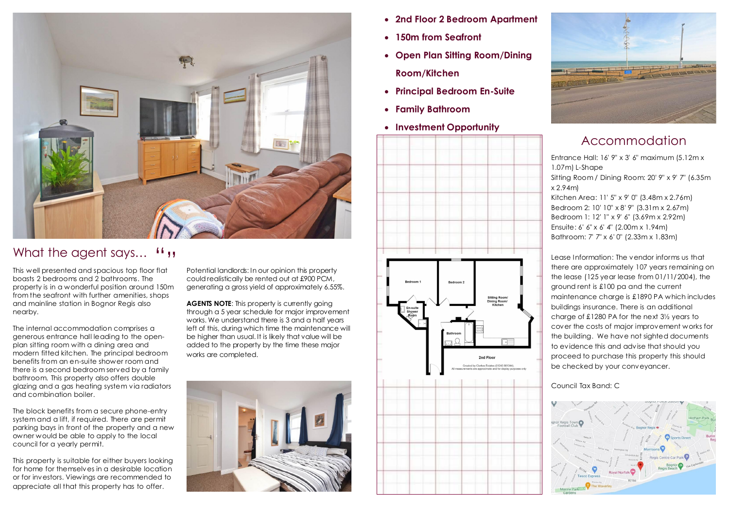## What the agent says...

This well presented and spacious top floor flat boasts 2 bedrooms and 2 bathrooms. The property is in a wonderful position around 150m from the seafront with further amenities, shops and mainline station in Bognor Regis also nearby.

The internal accommodation comprises a generous entrance hall leading to the open-plan sitting room with a dining area and modern fitted kitchen. The principal bedroom benefits from an en-suite shower room and there is a second bedroom served by a family bathroom. This property also offers double glazing and a gas heating system via radiators and combination boiler.

The block benefits from a secure phone-entry system and a lift, if required. There are permit parking bays in front of the property and a new owner would be able to apply to the local council for a yearly permit.

This property is suitable for either buyers looking for home for themselves in a desirable location or for investors. Viewings are recommended to appreciate all that this property has to offer.

Potential landlords: In our opinion this property could realistically be rented out at £900 PCM, generating a gross yield of approximately 6.55%.

**AGENTS NOTE**: This property is currently going through a 5 year schedule for major improvement works. We understand there is 3 and a half years left of this, during which time the maintenance will be higher than usual. It is likely that value will be added to the property by the time these major works are completed.

- **2nd Floor 2 Bedroom Apartment**
- **150m from Seafront**
- **Open Plan Sitting Room/Dining Room/Kitchen**
- **Principal Bedroom En-Suite**
- **Family Bathroom**
- **Investment Opportunity**

Bedroom 1
Bedroom 2
Sitting Room/ Dining Room/ Kitchen
En-suite Shower Room
Bathroom
2nd Floor
Created by Clarkes Estates (01243 861344). All measurements are approximate and for display purposes only

## Accommodation

Entrance Hall: 16' 9" x 3' 6" maximum (5.12m x 1.07m) L-Shape
Sitting Room / Dining Room: 20' 9" x 9' 7" (6.35m x 2.94m)
Kitchen Area: 11' 5" x 9' 0" (3.48m x 2.76m)
Bedroom 2: 10' 10" x 8' 9" (3.31m x 2.67m)
Bedroom 1: 12' 1" x 9' 6" (3.69m x 2.92m)
Ensuite: 6' 6" x 6' 4" (2.00m x 1.94m)
Bathroom: 7' 7" x 6' 0" (2.33m x 1.83m)

Lease Information: The vendor informs us that there are approximately 107 years remaining on the lease (125 year lease from 01/11/2004), the ground rent is £100 pa and the current maintenance charge is £1890 PA which includes buildings insurance. There is an additional charge of £1280 PA for the next 3½ years to cover the costs of major improvement works for the building. We have not sighted documents to evidence this and advise that should you proceed to purchase this property this should be checked by your conveyancer.

Council Tax Band: C